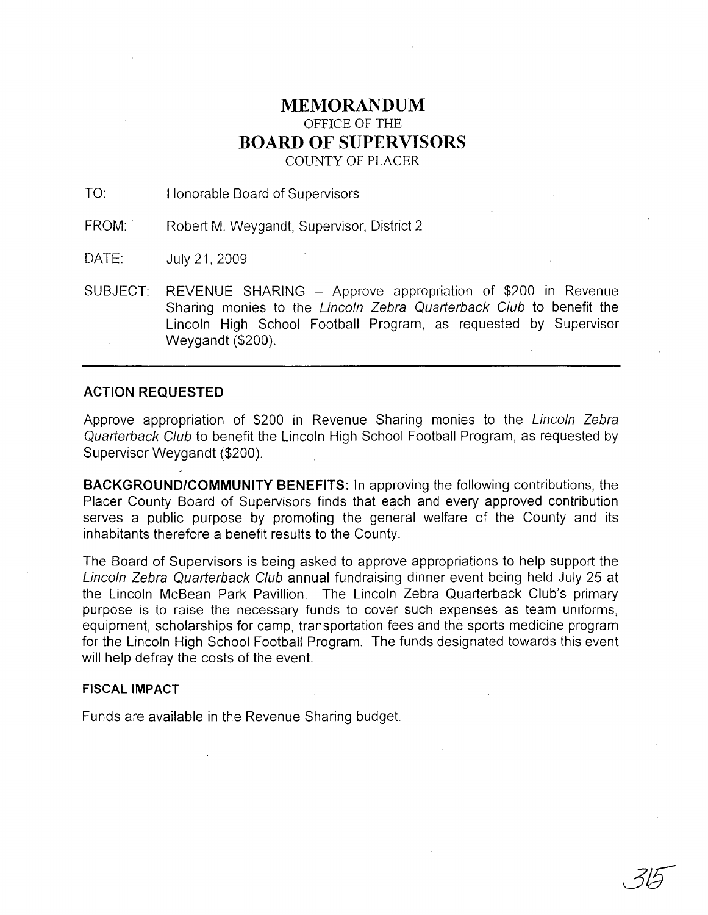# MEMORANDUM

OFFICE OF THE

# BOARD OF SUPERVISORS

COUNTY OF PLACER

TO: Honorable Board of Supervisors

FROM: Robert M. Weygandt, Supervisor, District 2

DATE: July 21, 2009

SUBJECT: REVENUE SHARING – Approve appropriation of $200 in Revenue Sharing monies to the *Lincoln Zebra Quarterback Club* to benefit the Lincoln High School Football Program, as requested by Supervisor Weygandt ($200).

---

**ACTION REQUESTED**

Approve appropriation of $200 in Revenue Sharing monies to the *Lincoln Zebra Quarterback Club* to benefit the Lincoln High School Football Program, as requested by Supervisor Weygandt ($200).

**BACKGROUND/COMMUNITY BENEFITS:** In approving the following contributions, the Placer County Board of Supervisors finds that each and every approved contribution serves a public purpose by promoting the general welfare of the County and its inhabitants therefore a benefit results to the County.

The Board of Supervisors is being asked to approve appropriations to help support the *Lincoln Zebra Quarterback Club* annual fundraising dinner event being held July 25 at the Lincoln McBean Park Pavillion. The Lincoln Zebra Quarterback Club's primary purpose is to raise the necessary funds to cover such expenses as team uniforms, equipment, scholarships for camp, transportation fees and the sports medicine program for the Lincoln High School Football Program. The funds designated towards this event will help defray the costs of the event.

**FISCAL IMPACT**

Funds are available in the Revenue Sharing budget.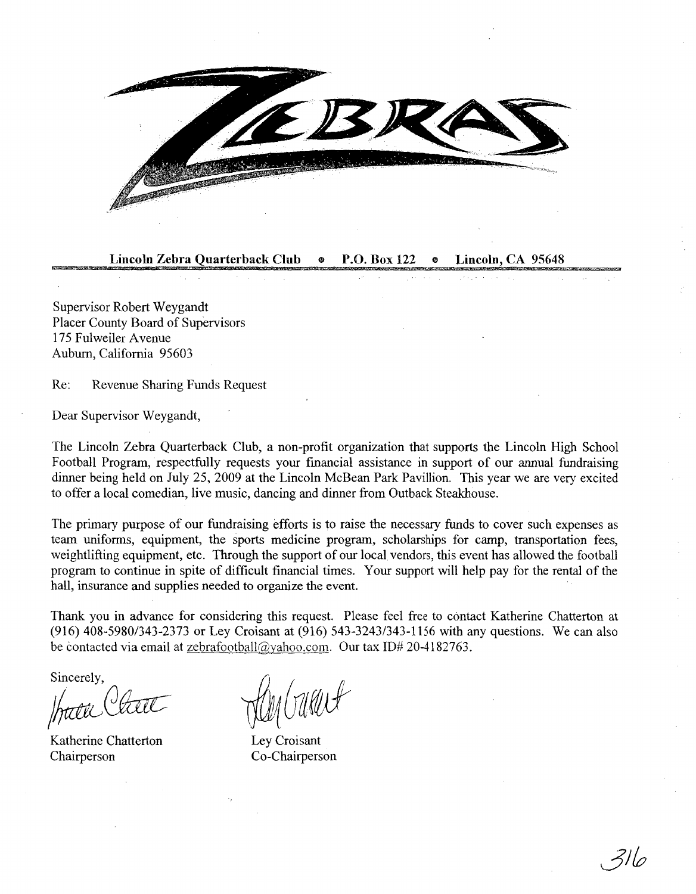**Lincoln Zebra Quarterback Club • P.O. Box 122 • Lincoln, CA 95648**

Supervisor Robert Weygandt
Placer County Board of Supervisors
175 Fulweiler Avenue
Auburn, California 95603

Re: Revenue Sharing Funds Request

Dear Supervisor Weygandt,

The Lincoln Zebra Quarterback Club, a non-profit organization that supports the Lincoln High School Football Program, respectfully requests your financial assistance in support of our annual fundraising dinner being held on July 25, 2009 at the Lincoln McBean Park Pavillion. This year we are very excited to offer a local comedian, live music, dancing and dinner from Outback Steakhouse.

The primary purpose of our fundraising efforts is to raise the necessary funds to cover such expenses as team uniforms, equipment, the sports medicine program, scholarships for camp, transportation fees, weightlifting equipment, etc. Through the support of our local vendors, this event has allowed the football program to continue in spite of difficult financial times. Your support will help pay for the rental of the hall, insurance and supplies needed to organize the event.

Thank you in advance for considering this request. Please feel free to contact Katherine Chatterton at (916) 408-5980/343-2373 or Ley Croisant at (916) 543-3243/343-1156 with any questions. We can also be contacted via email at zebrafootball@yahoo.com. Our tax ID# 20-4182763.

Sincerely,

Katherine Chatterton
Chairperson

Ley Croisant
Co-Chairperson